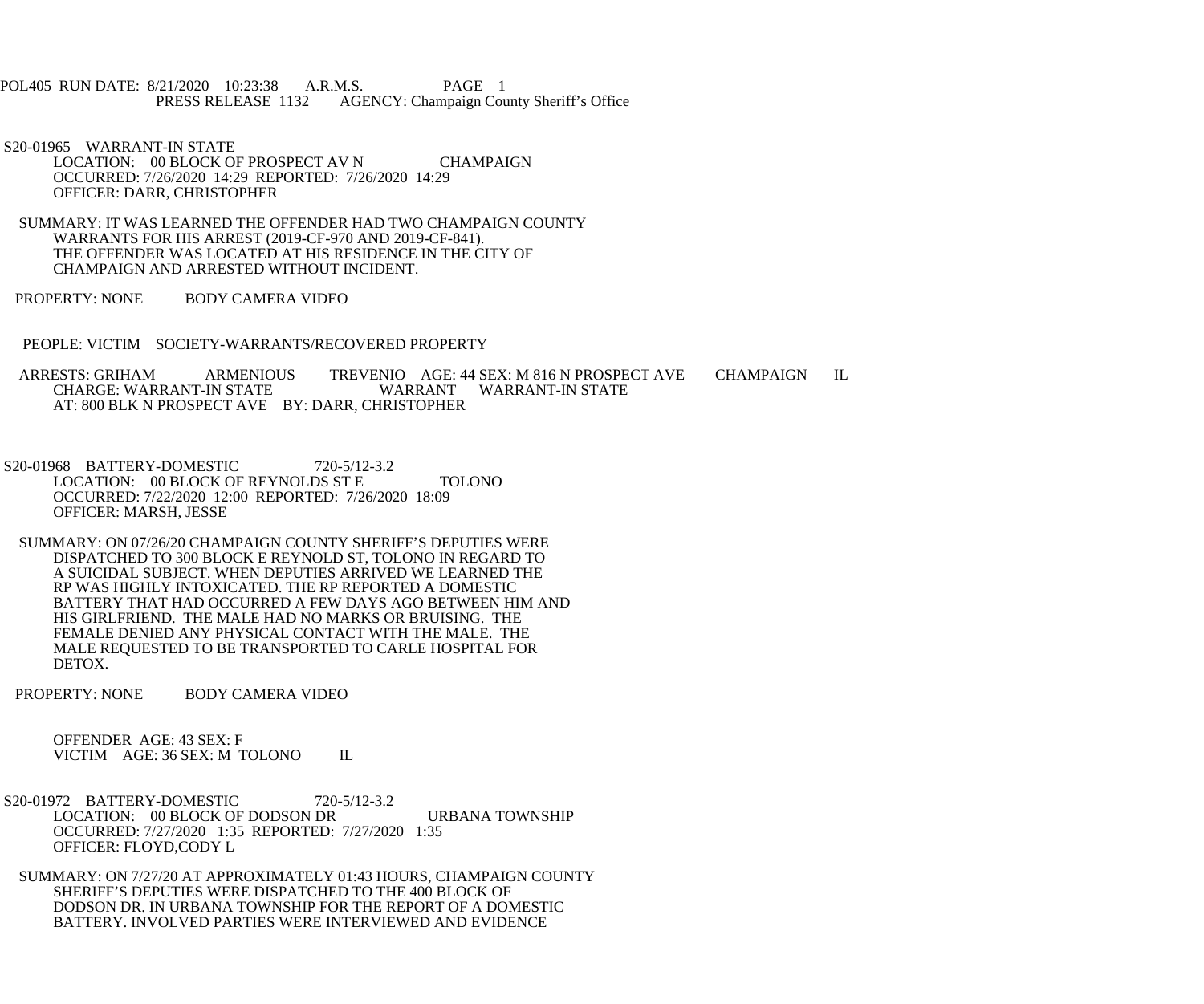POL405 RUN DATE: 8/21/2020 10:23:38 A.R.M.S. PAGE 1
PRESS RELEASE 1132 AGENCY: Champaign County Sheriff's Office

S20-01965 WARRANT-IN STATE
LOCATION: 00 BLOCK OF PROSPECT AV N CHAMPAIGN
OCCURRED: 7/26/2020 14:29 REPORTED: 7/26/2020 14:29
OFFICER: DARR, CHRISTOPHER

SUMMARY: IT WAS LEARNED THE OFFENDER HAD TWO CHAMPAIGN COUNTY WARRANTS FOR HIS ARREST (2019-CF-970 AND 2019-CF-841). THE OFFENDER WAS LOCATED AT HIS RESIDENCE IN THE CITY OF CHAMPAIGN AND ARRESTED WITHOUT INCIDENT.

PROPERTY: NONE BODY CAMERA VIDEO

PEOPLE: VICTIM SOCIETY-WARRANTS/RECOVERED PROPERTY

ARRESTS: GRIHAM ARMENIOUS TREVENIO AGE: 44 SEX: M 816 N PROSPECT AVE CHAMPAIGN IL
CHARGE: WARRANT-IN STATE WARRANT WARRANT-IN STATE
AT: 800 BLK N PROSPECT AVE BY: DARR, CHRISTOPHER

S20-01968 BATTERY-DOMESTIC 720-5/12-3.2
LOCATION: 00 BLOCK OF REYNOLDS ST E TOLONO
OCCURRED: 7/22/2020 12:00 REPORTED: 7/26/2020 18:09
OFFICER: MARSH, JESSE

SUMMARY: ON 07/26/20 CHAMPAIGN COUNTY SHERIFF'S DEPUTIES WERE DISPATCHED TO 300 BLOCK E REYNOLD ST, TOLONO IN REGARD TO A SUICIDAL SUBJECT. WHEN DEPUTIES ARRIVED WE LEARNED THE RP WAS HIGHLY INTOXICATED. THE RP REPORTED A DOMESTIC BATTERY THAT HAD OCCURRED A FEW DAYS AGO BETWEEN HIM AND HIS GIRLFRIEND. THE MALE HAD NO MARKS OR BRUISING. THE FEMALE DENIED ANY PHYSICAL CONTACT WITH THE MALE. THE MALE REQUESTED TO BE TRANSPORTED TO CARLE HOSPITAL FOR DETOX.

PROPERTY: NONE BODY CAMERA VIDEO

OFFENDER AGE: 43 SEX: F
VICTIM AGE: 36 SEX: M TOLONO IL

S20-01972 BATTERY-DOMESTIC 720-5/12-3.2
LOCATION: 00 BLOCK OF DODSON DR URBANA TOWNSHIP
OCCURRED: 7/27/2020 1:35 REPORTED: 7/27/2020 1:35
OFFICER: FLOYD,CODY L

SUMMARY: ON 7/27/20 AT APPROXIMATELY 01:43 HOURS, CHAMPAIGN COUNTY SHERIFF'S DEPUTIES WERE DISPATCHED TO THE 400 BLOCK OF DODSON DR. IN URBANA TOWNSHIP FOR THE REPORT OF A DOMESTIC BATTERY. INVOLVED PARTIES WERE INTERVIEWED AND EVIDENCE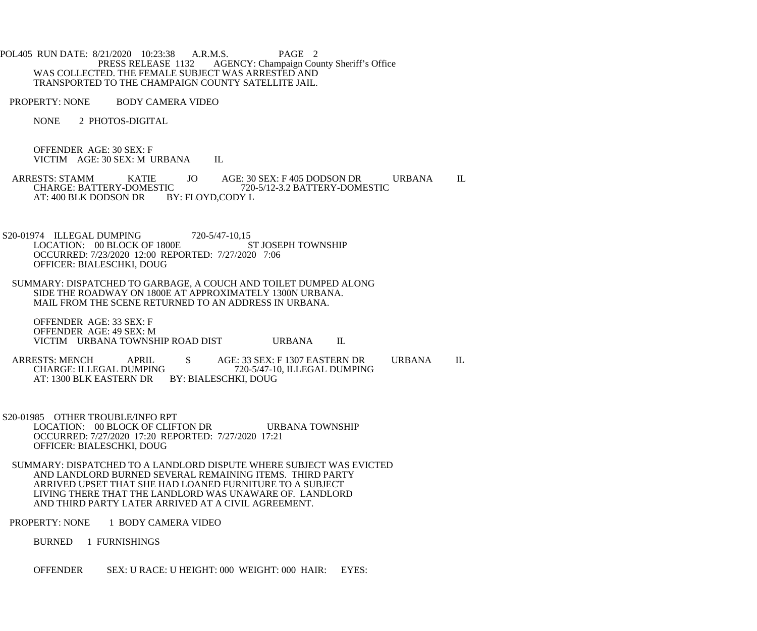WAS COLLECTED. THE FEMALE SUBJECT WAS ARRESTED AND TRANSPORTED TO THE CHAMPAIGN COUNTY SATELLITE JAIL.

PROPERTY: NONE BODY CAMERA VIDEO

NONE 2 PHOTOS-DIGITAL

OFFENDER AGE: 30 SEX: F
VICTIM AGE: 30 SEX: M URBANA IL

ARRESTS: STAMM KATIE JO AGE: 30 SEX: F 405 DODSON DR URBANA IL
CHARGE: BATTERY-DOMESTIC 720-5/12-3.2 BATTERY-DOMESTIC
AT: 400 BLK DODSON DR BY: FLOYD,CODY L

S20-01974 ILLEGAL DUMPING 720-5/47-10,15
LOCATION: 00 BLOCK OF 1800E ST JOSEPH TOWNSHIP
OCCURRED: 7/23/2020 12:00 REPORTED: 7/27/2020 7:06
OFFICER: BIALESCHKI, DOUG

SUMMARY: DISPATCHED TO GARBAGE, A COUCH AND TOILET DUMPED ALONG SIDE THE ROADWAY ON 1800E AT APPROXIMATELY 1300N URBANA. MAIL FROM THE SCENE RETURNED TO AN ADDRESS IN URBANA.

OFFENDER AGE: 33 SEX: F
OFFENDER AGE: 49 SEX: M
VICTIM URBANA TOWNSHIP ROAD DIST URBANA IL

ARRESTS: MENCH APRIL S AGE: 33 SEX: F 1307 EASTERN DR URBANA IL
CHARGE: ILLEGAL DUMPING 720-5/47-10, ILLEGAL DUMPING
AT: 1300 BLK EASTERN DR BY: BIALESCHKI, DOUG

S20-01985 OTHER TROUBLE/INFO RPT
LOCATION: 00 BLOCK OF CLIFTON DR URBANA TOWNSHIP
OCCURRED: 7/27/2020 17:20 REPORTED: 7/27/2020 17:21
OFFICER: BIALESCHKI, DOUG

SUMMARY: DISPATCHED TO A LANDLORD DISPUTE WHERE SUBJECT WAS EVICTED AND LANDLORD BURNED SEVERAL REMAINING ITEMS. THIRD PARTY ARRIVED UPSET THAT SHE HAD LOANED FURNITURE TO A SUBJECT LIVING THERE THAT THE LANDLORD WAS UNAWARE OF. LANDLORD AND THIRD PARTY LATER ARRIVED AT A CIVIL AGREEMENT.

PROPERTY: NONE 1 BODY CAMERA VIDEO

BURNED 1 FURNISHINGS

OFFENDER SEX: U RACE: U HEIGHT: 000 WEIGHT: 000 HAIR: EYES: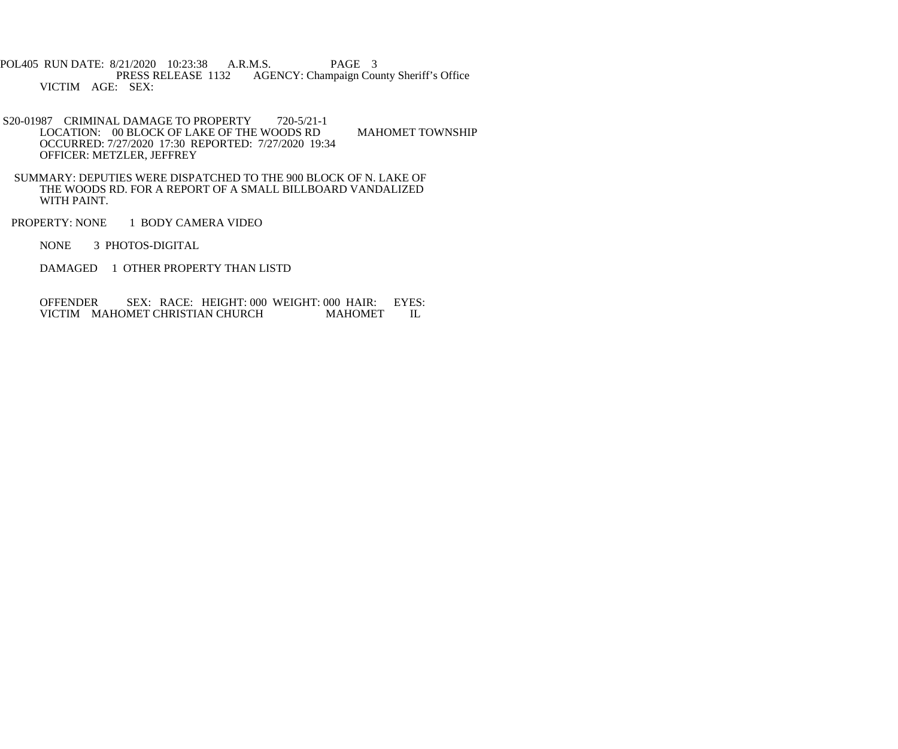S20-01987 CRIMINAL DAMAGE TO PROPERTY 720-5/21-1
LOCATION: 00 BLOCK OF LAKE OF THE WOODS RD MAHOMET TOWNSHIP
OCCURRED: 7/27/2020 17:30 REPORTED: 7/27/2020 19:34
OFFICER: METZLER, JEFFREY

SUMMARY: DEPUTIES WERE DISPATCHED TO THE 900 BLOCK OF N. LAKE OF THE WOODS RD. FOR A REPORT OF A SMALL BILLBOARD VANDALIZED WITH PAINT.

PROPERTY: NONE 1 BODY CAMERA VIDEO

NONE 3 PHOTOS-DIGITAL

DAMAGED 1 OTHER PROPERTY THAN LISTD

OFFENDER SEX: RACE: HEIGHT: 000 WEIGHT: 000 HAIR: EYES:
VICTIM MAHOMET CHRISTIAN CHURCH MAHOMET IL